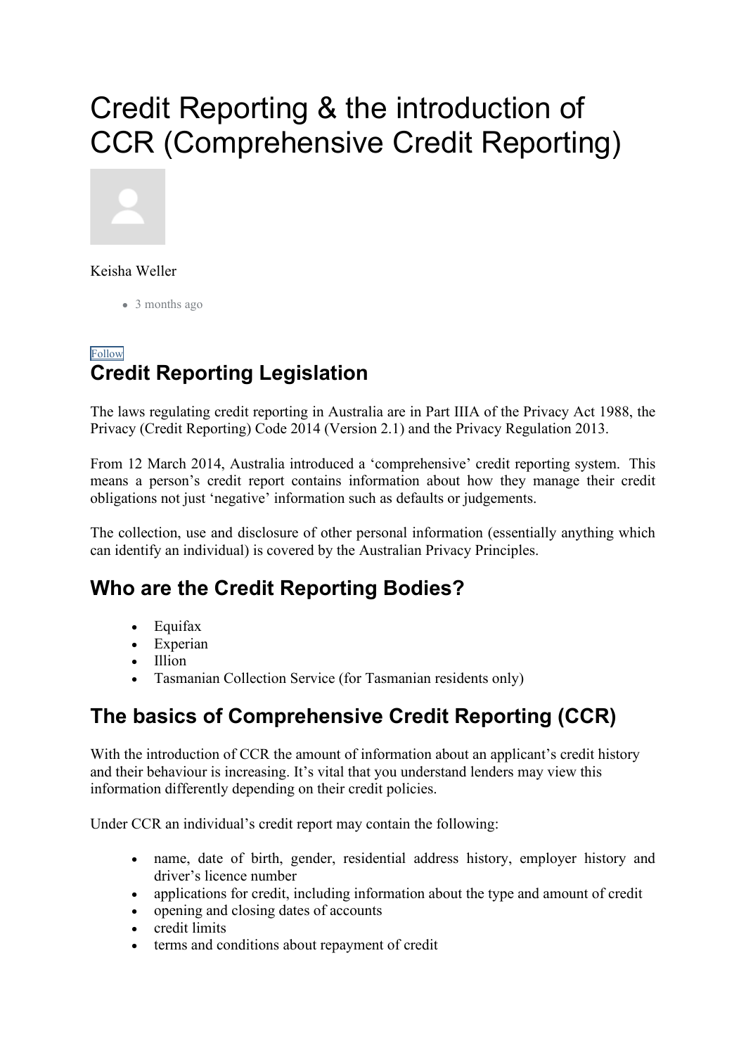# Credit Reporting & the introduction of CCR (Comprehensive Credit Reporting)

Keisha Weller

- 3 months ago

Follow

## Credit Reporting Legislation

The laws regulating credit reporting in Australia are in Part IIIA of the Privacy Act 1988, the Privacy (Credit Reporting) Code 2014 (Version 2.1) and the Privacy Regulation 2013.

From 12 March 2014, Australia introduced a 'comprehensive' credit reporting system. This means a person's credit report contains information about how they manage their credit obligations not just 'negative' information such as defaults or judgements.

The collection, use and disclosure of other personal information (essentially anything which can identify an individual) is covered by the Australian Privacy Principles.

## Who are the Credit Reporting Bodies?

- Equifax
- Experian
- Illion
- Tasmanian Collection Service (for Tasmanian residents only)

## The basics of Comprehensive Credit Reporting (CCR)

With the introduction of CCR the amount of information about an applicant's credit history and their behaviour is increasing. It's vital that you understand lenders may view this information differently depending on their credit policies.

Under CCR an individual's credit report may contain the following:

- name, date of birth, gender, residential address history, employer history and driver's licence number
- applications for credit, including information about the type and amount of credit
- opening and closing dates of accounts
- credit limits
- terms and conditions about repayment of credit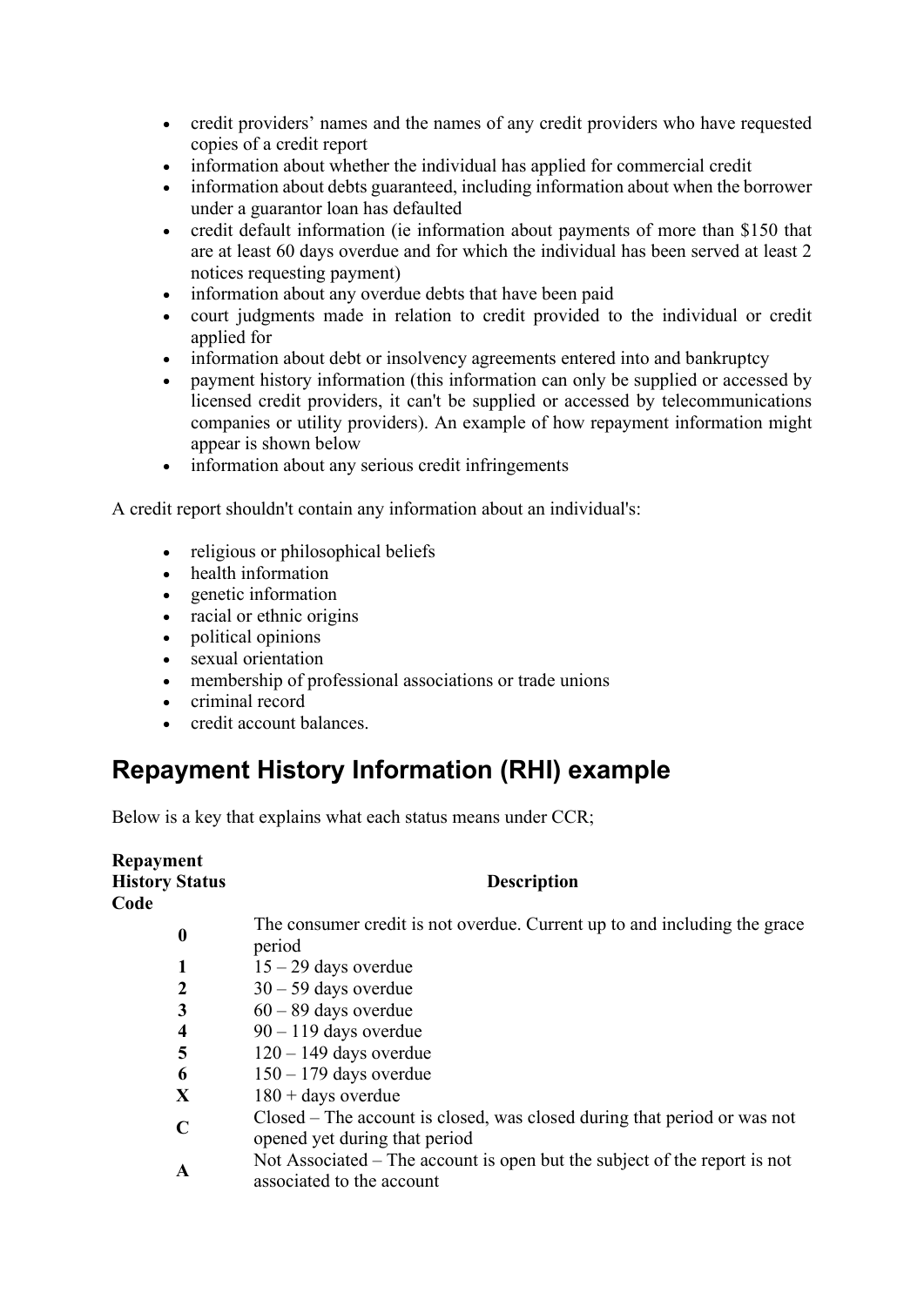- credit providers' names and the names of any credit providers who have requested copies of a credit report
- information about whether the individual has applied for commercial credit
- information about debts guaranteed, including information about when the borrower under a guarantor loan has defaulted
- credit default information (ie information about payments of more than $150 that are at least 60 days overdue and for which the individual has been served at least 2 notices requesting payment)
- information about any overdue debts that have been paid
- court judgments made in relation to credit provided to the individual or credit applied for
- information about debt or insolvency agreements entered into and bankruptcy
- payment history information (this information can only be supplied or accessed by licensed credit providers, it can't be supplied or accessed by telecommunications companies or utility providers). An example of how repayment information might appear is shown below
- information about any serious credit infringements

A credit report shouldn't contain any information about an individual's:

- religious or philosophical beliefs
- health information
- genetic information
- racial or ethnic origins
- political opinions
- sexual orientation
- membership of professional associations or trade unions
- criminal record
- credit account balances.

## Repayment History Information (RHI) example

Below is a key that explains what each status means under CCR;

| Repayment History Status Code | Description |
|---|---|
| **0** | The consumer credit is not overdue. Current up to and including the grace period |
| **1** | 15 – 29 days overdue |
| **2** | 30 – 59 days overdue |
| **3** | 60 – 89 days overdue |
| **4** | 90 – 119 days overdue |
| **5** | 120 – 149 days overdue |
| **6** | 150 – 179 days overdue |
| **X** | 180 + days overdue |
| **C** | Closed – The account is closed, was closed during that period or was not opened yet during that period |
| **A** | Not Associated – The account is open but the subject of the report is not associated to the account |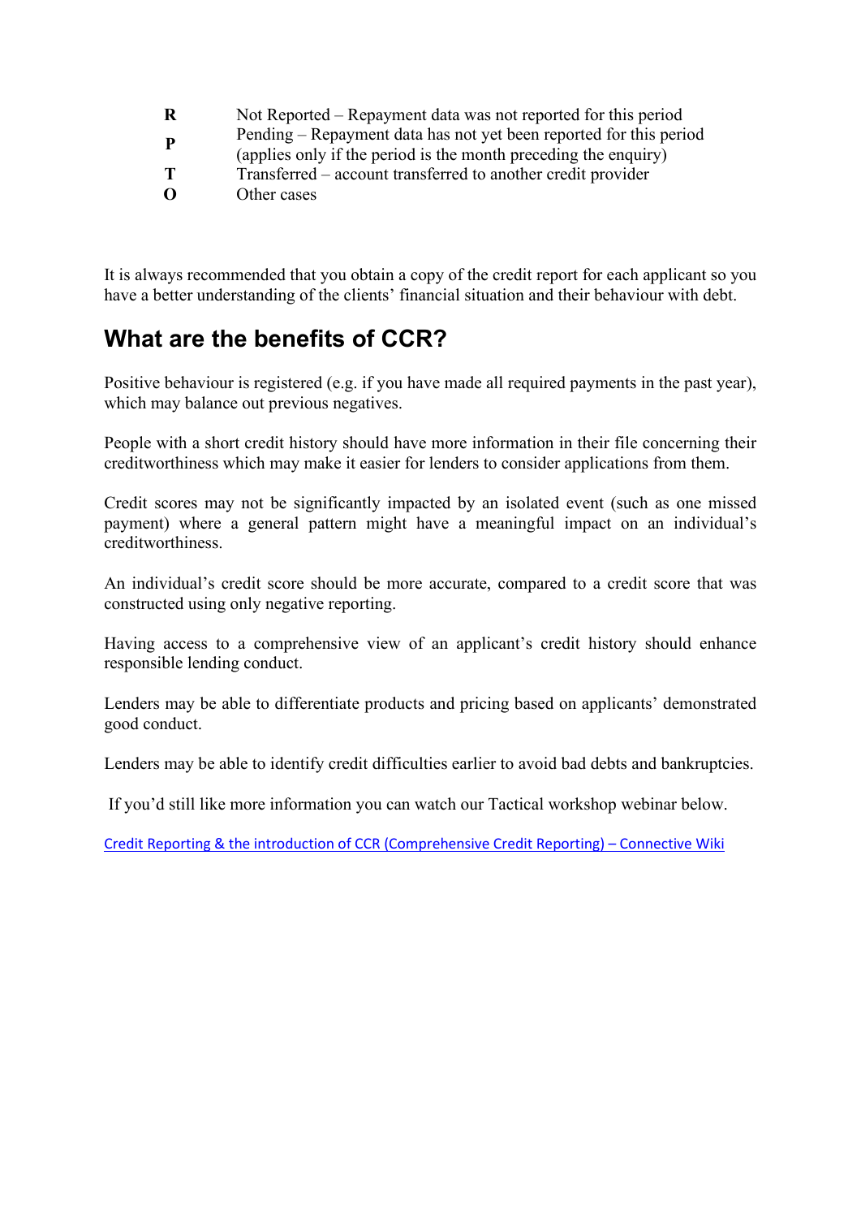| | |
|---|---|
| **R** | Not Reported – Repayment data was not reported for this period |
| **P** | Pending – Repayment data has not yet been reported for this period (applies only if the period is the month preceding the enquiry) |
| **T** | Transferred – account transferred to another credit provider |
| **O** | Other cases |

It is always recommended that you obtain a copy of the credit report for each applicant so you have a better understanding of the clients' financial situation and their behaviour with debt.

## What are the benefits of CCR?

Positive behaviour is registered (e.g. if you have made all required payments in the past year), which may balance out previous negatives.

People with a short credit history should have more information in their file concerning their creditworthiness which may make it easier for lenders to consider applications from them.

Credit scores may not be significantly impacted by an isolated event (such as one missed payment) where a general pattern might have a meaningful impact on an individual's creditworthiness.

An individual's credit score should be more accurate, compared to a credit score that was constructed using only negative reporting.

Having access to a comprehensive view of an applicant's credit history should enhance responsible lending conduct.

Lenders may be able to differentiate products and pricing based on applicants' demonstrated good conduct.

Lenders may be able to identify credit difficulties earlier to avoid bad debts and bankruptcies.

If you'd still like more information you can watch our Tactical workshop webinar below.

Credit Reporting & the introduction of CCR (Comprehensive Credit Reporting) – Connective Wiki